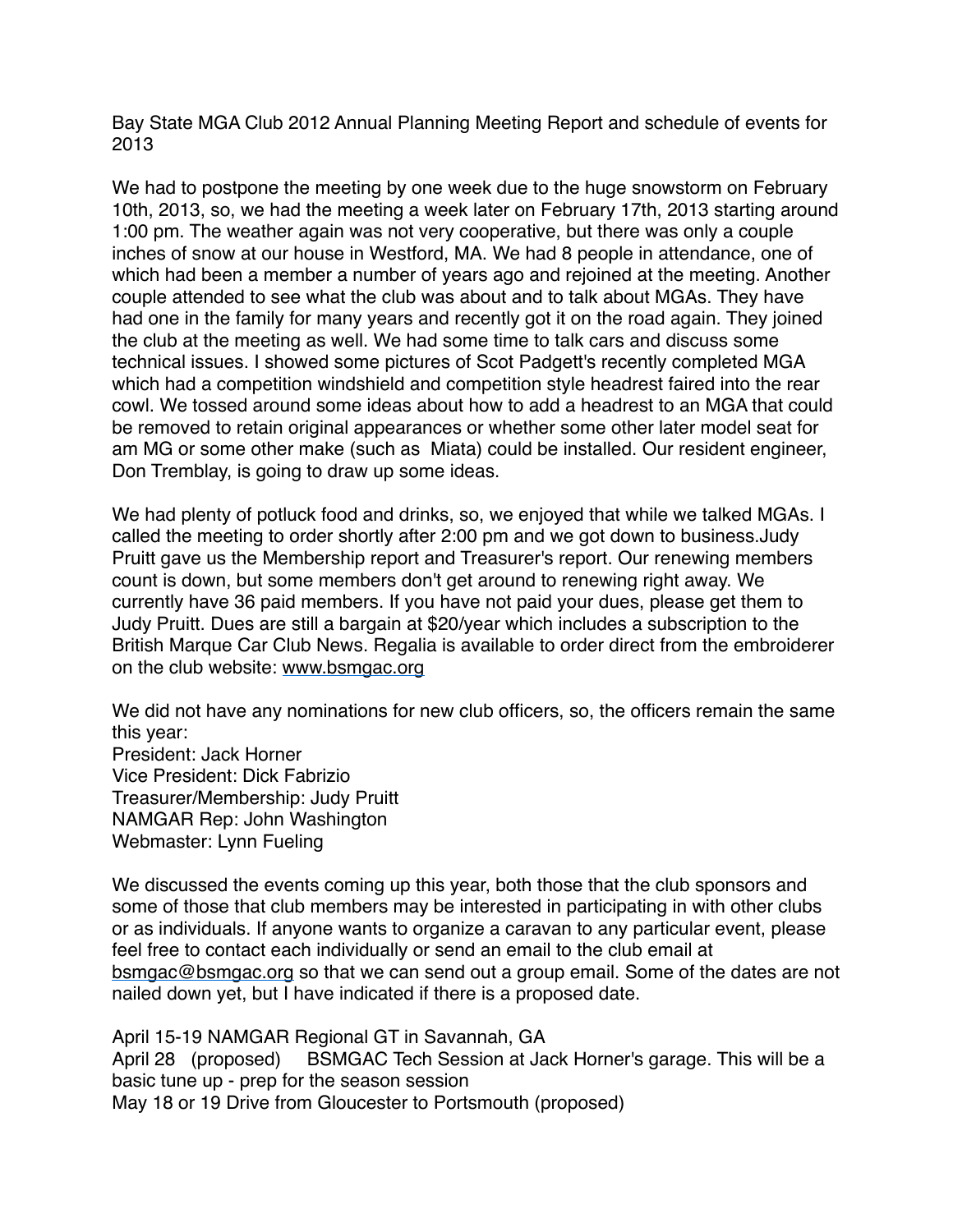Bay State MGA Club 2012 Annual Planning Meeting Report and schedule of events for 2013

We had to postpone the meeting by one week due to the huge snowstorm on February 10th, 2013, so, we had the meeting a week later on February 17th, 2013 starting around 1:00 pm. The weather again was not very cooperative, but there was only a couple inches of snow at our house in Westford, MA. We had 8 people in attendance, one of which had been a member a number of years ago and rejoined at the meeting. Another couple attended to see what the club was about and to talk about MGAs. They have had one in the family for many years and recently got it on the road again. They joined the club at the meeting as well. We had some time to talk cars and discuss some technical issues. I showed some pictures of Scot Padgett's recently completed MGA which had a competition windshield and competition style headrest faired into the rear cowl. We tossed around some ideas about how to add a headrest to an MGA that could be removed to retain original appearances or whether some other later model seat for am MG or some other make (such as  Miata) could be installed. Our resident engineer, Don Tremblay, is going to draw up some ideas.

We had plenty of potluck food and drinks, so, we enjoyed that while we talked MGAs. I called the meeting to order shortly after 2:00 pm and we got down to business.Judy Pruitt gave us the Membership report and Treasurer's report. Our renewing members count is down, but some members don't get around to renewing right away. We currently have 36 paid members. If you have not paid your dues, please get them to Judy Pruitt. Dues are still a bargain at $20/year which includes a subscription to the British Marque Car Club News. Regalia is available to order direct from the embroiderer on the club website: www.bsmgac.org

We did not have any nominations for new club officers, so, the officers remain the same this year:
President: Jack Horner
Vice President: Dick Fabrizio
Treasurer/Membership: Judy Pruitt
NAMGAR Rep: John Washington
Webmaster: Lynn Fueling

We discussed the events coming up this year, both those that the club sponsors and some of those that club members may be interested in participating in with other clubs or as individuals. If anyone wants to organize a caravan to any particular event, please feel free to contact each individually or send an email to the club email at bsmgac@bsmgac.org so that we can send out a group email. Some of the dates are not nailed down yet, but I have indicated if there is a proposed date.

April 15-19 NAMGAR Regional GT in Savannah, GA
April 28 (proposed) BSMGAC Tech Session at Jack Horner's garage. This will be a basic tune up - prep for the season session
May 18 or 19 Drive from Gloucester to Portsmouth (proposed)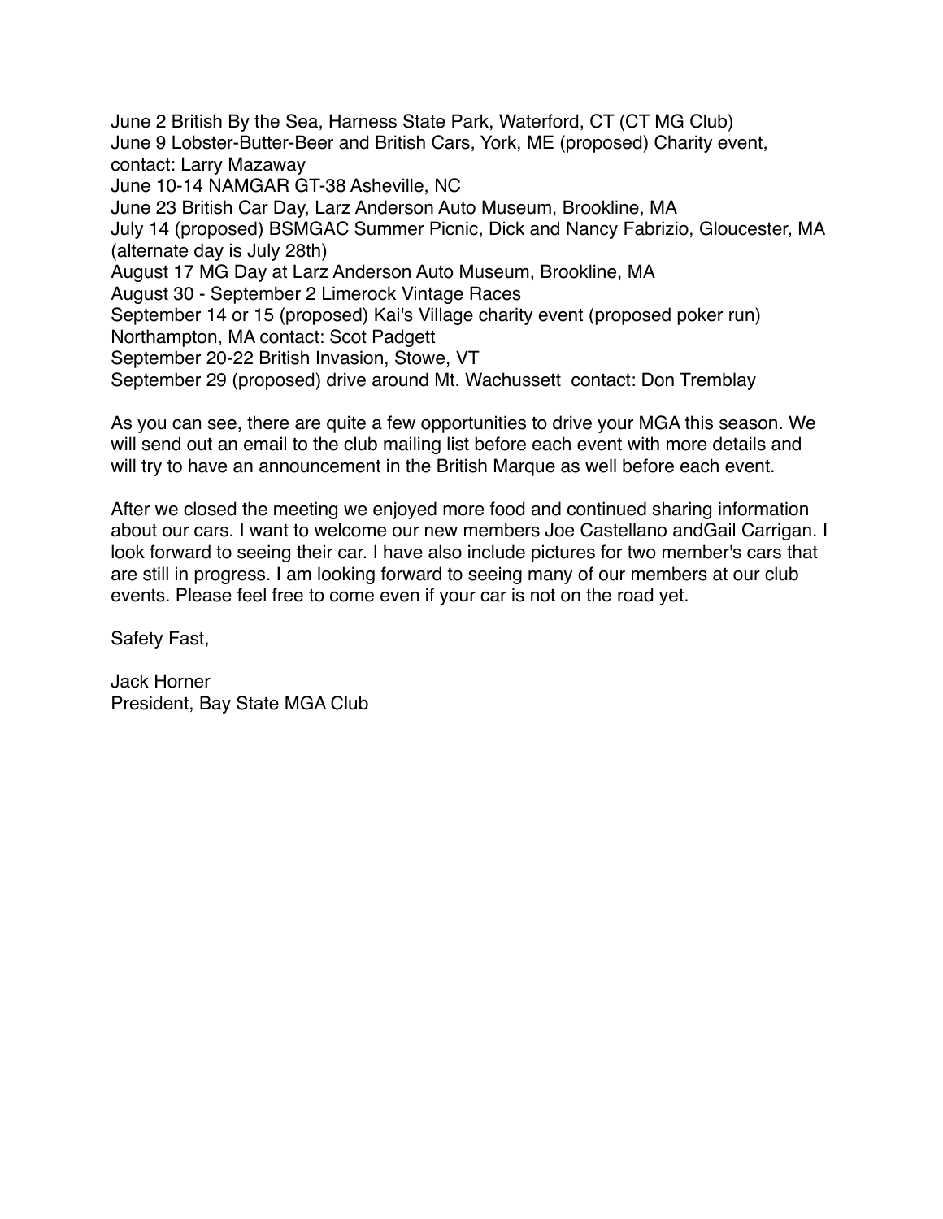June 2 British By the Sea, Harness State Park, Waterford, CT (CT MG Club)
June 9 Lobster-Butter-Beer and British Cars, York, ME (proposed) Charity event, contact: Larry Mazaway
June 10-14 NAMGAR GT-38 Asheville, NC
June 23 British Car Day, Larz Anderson Auto Museum, Brookline, MA
July 14 (proposed) BSMGAC Summer Picnic, Dick and Nancy Fabrizio, Gloucester, MA (alternate day is July 28th)
August 17 MG Day at Larz Anderson Auto Museum, Brookline, MA
August 30 - September 2 Limerock Vintage Races
September 14 or 15 (proposed) Kai's Village charity event (proposed poker run) Northampton, MA contact: Scot Padgett
September 20-22 British Invasion, Stowe, VT
September 29 (proposed) drive around Mt. Wachussett contact: Don Tremblay

As you can see, there are quite a few opportunities to drive your MGA this season. We will send out an email to the club mailing list before each event with more details and will try to have an announcement in the British Marque as well before each event.

After we closed the meeting we enjoyed more food and continued sharing information about our cars. I want to welcome our new members Joe Castellano andGail Carrigan. I look forward to seeing their car. I have also include pictures for two member's cars that are still in progress. I am looking forward to seeing many of our members at our club events. Please feel free to come even if your car is not on the road yet.

Safety Fast,

Jack Horner
President, Bay State MGA Club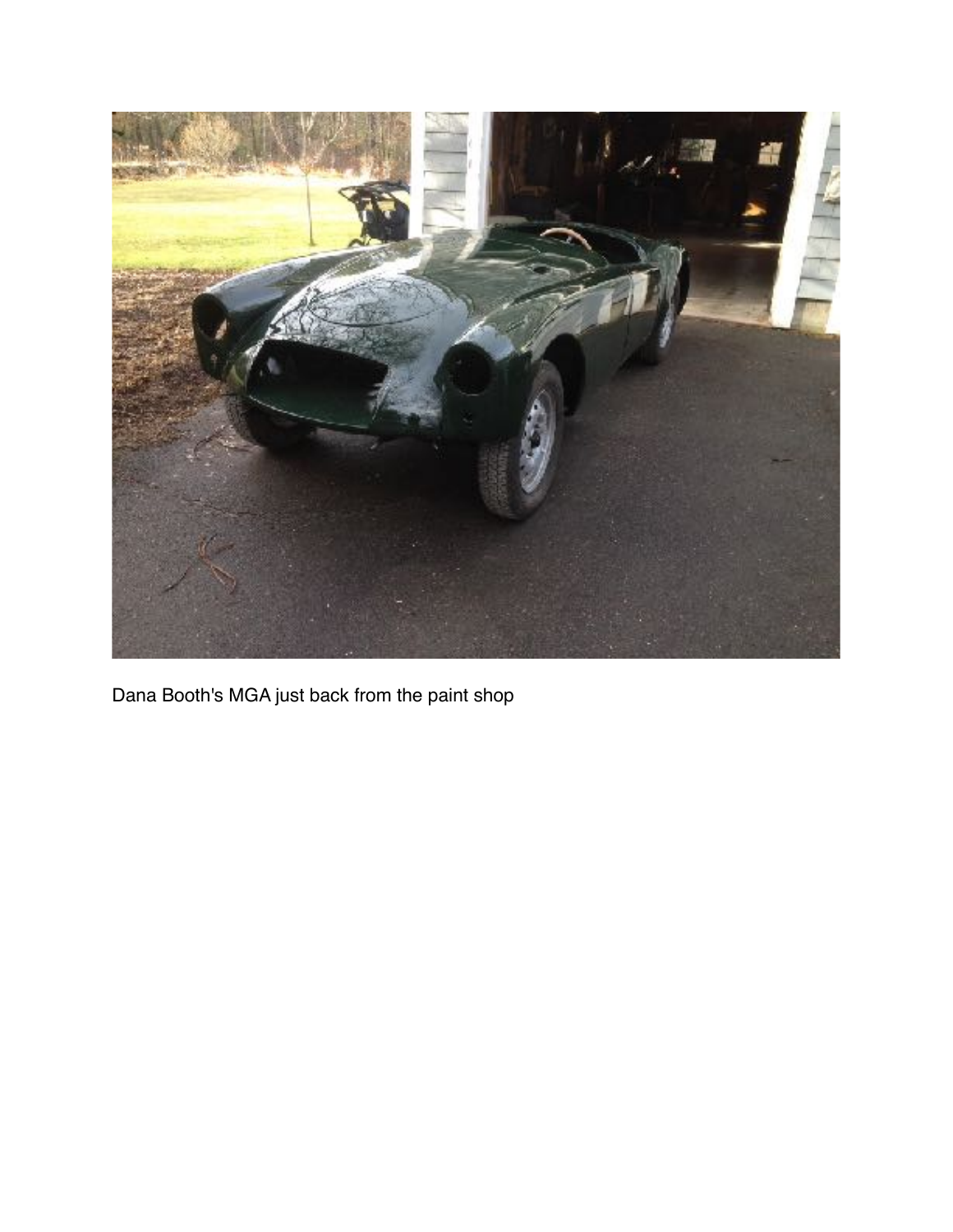Dana Booth's MGA just back from the paint shop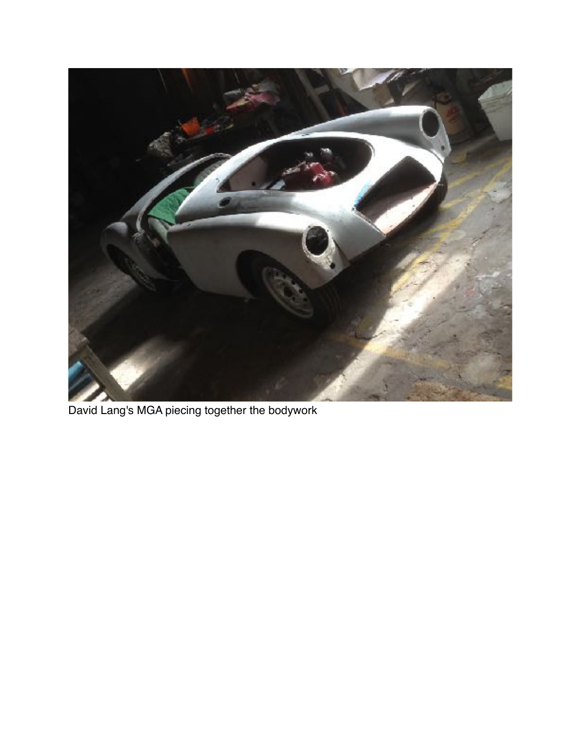David Lang's MGA piecing together the bodywork